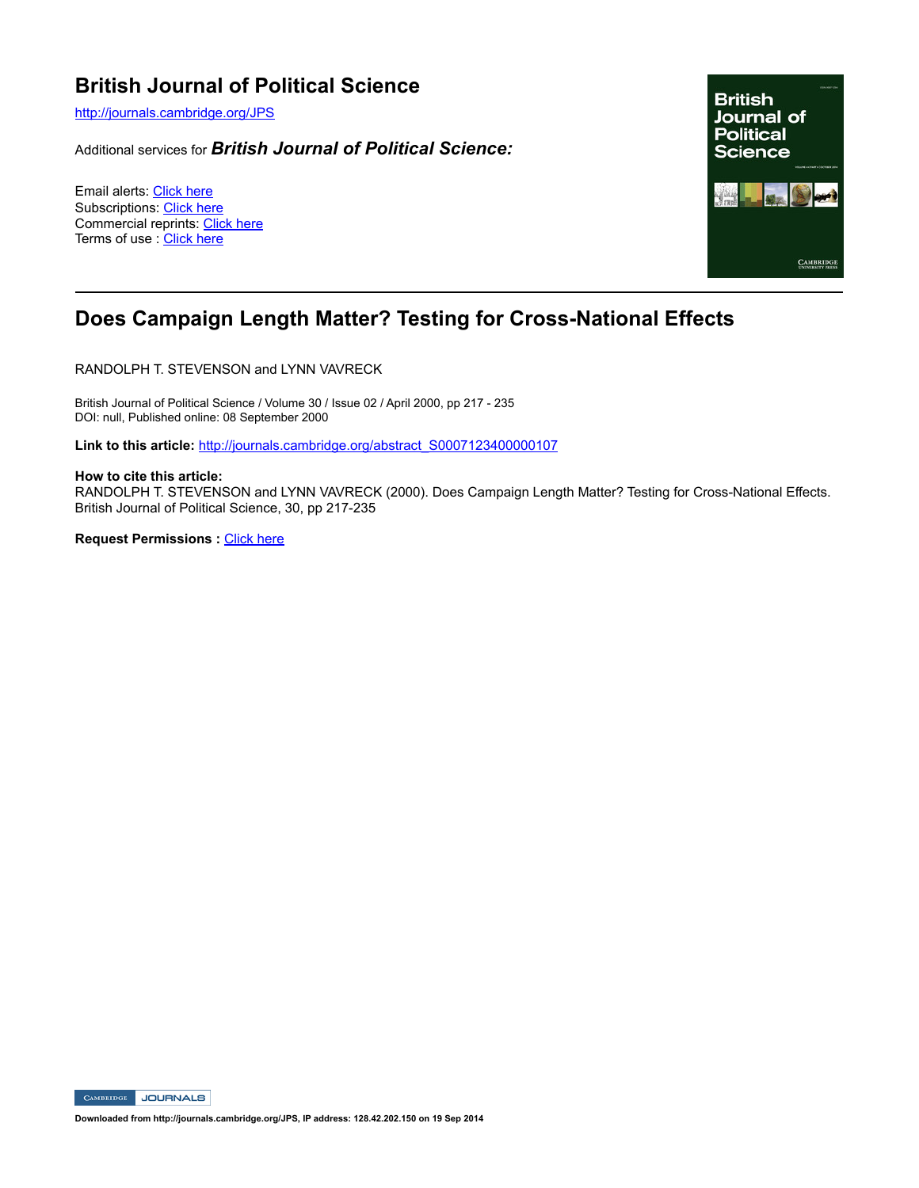# British Journal of Political Science

http://journals.cambridge.org/JPS

Additional services for ***British Journal of Political Science:***

Email alerts: Click here
Subscriptions: Click here
Commercial reprints: Click here
Terms of use : Click here

---

## Does Campaign Length Matter? Testing for Cross-National Effects

RANDOLPH T. STEVENSON and LYNN VAVRECK

British Journal of Political Science / Volume 30 / Issue 02 / April 2000, pp 217 - 235
DOI: null, Published online: 08 September 2000

**Link to this article:** http://journals.cambridge.org/abstract_S0007123400000107

**How to cite this article:**
RANDOLPH T. STEVENSON and LYNN VAVRECK (2000). Does Campaign Length Matter? Testing for Cross-National Effects. British Journal of Political Science, 30, pp 217-235

**Request Permissions :** Click here

Downloaded from http://journals.cambridge.org/JPS, IP address: 128.42.202.150 on 19 Sep 2014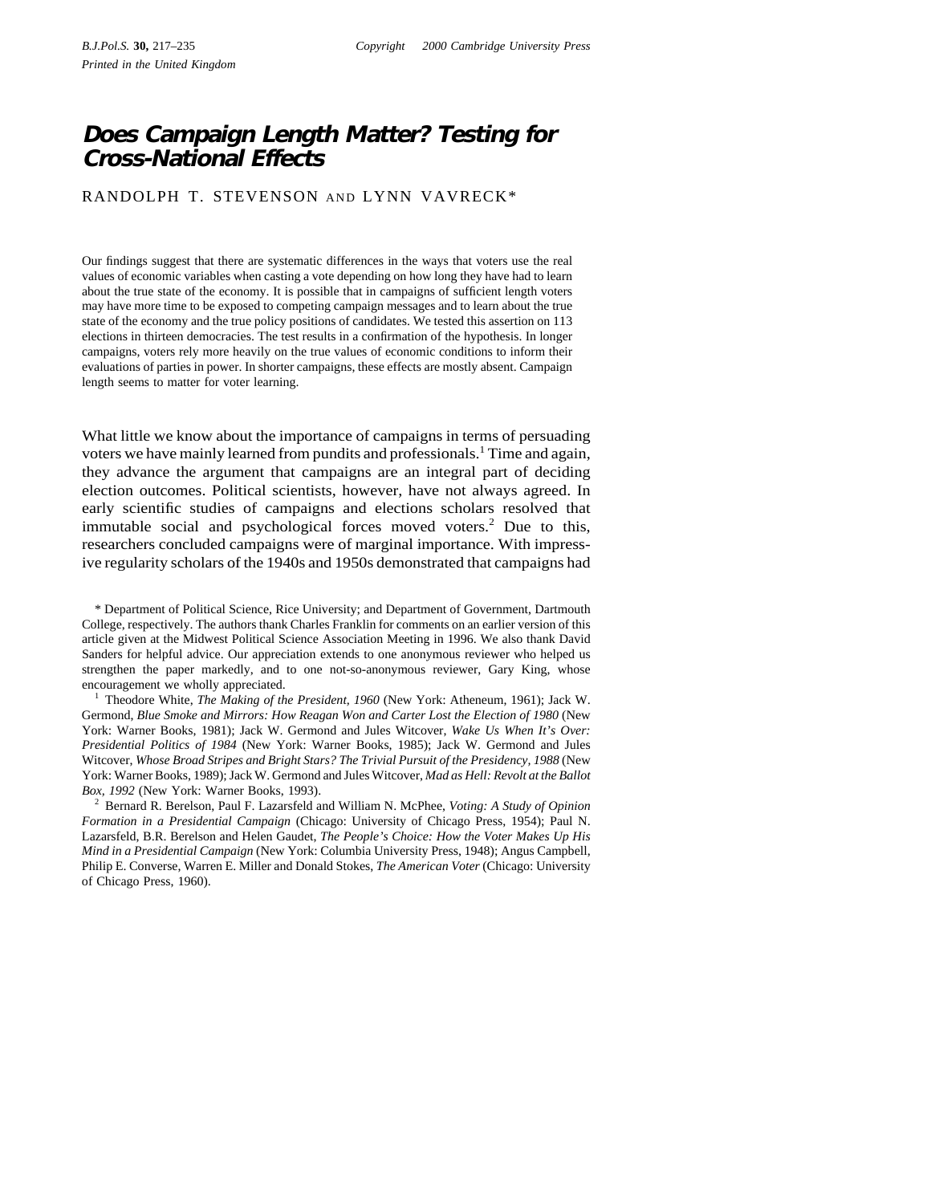# Does Campaign Length Matter? Testing for Cross-National Effects

RANDOLPH T. STEVENSON AND LYNN VAVRECK*

Our findings suggest that there are systematic differences in the ways that voters use the real values of economic variables when casting a vote depending on how long they have had to learn about the true state of the economy. It is possible that in campaigns of sufficient length voters may have more time to be exposed to competing campaign messages and to learn about the true state of the economy and the true policy positions of candidates. We tested this assertion on 113 elections in thirteen democracies. The test results in a confirmation of the hypothesis. In longer campaigns, voters rely more heavily on the true values of economic conditions to inform their evaluations of parties in power. In shorter campaigns, these effects are mostly absent. Campaign length seems to matter for voter learning.

What little we know about the importance of campaigns in terms of persuading voters we have mainly learned from pundits and professionals.[1] Time and again, they advance the argument that campaigns are an integral part of deciding election outcomes. Political scientists, however, have not always agreed. In early scientific studies of campaigns and elections scholars resolved that immutable social and psychological forces moved voters.[2] Due to this, researchers concluded campaigns were of marginal importance. With impressive regularity scholars of the 1940s and 1950s demonstrated that campaigns had

\* Department of Political Science, Rice University; and Department of Government, Dartmouth College, respectively. The authors thank Charles Franklin for comments on an earlier version of this article given at the Midwest Political Science Association Meeting in 1996. We also thank David Sanders for helpful advice. Our appreciation extends to one anonymous reviewer who helped us strengthen the paper markedly, and to one not-so-anonymous reviewer, Gary King, whose encouragement we wholly appreciated.

[1] Theodore White, *The Making of the President, 1960* (New York: Atheneum, 1961); Jack W. Germond, *Blue Smoke and Mirrors: How Reagan Won and Carter Lost the Election of 1980* (New York: Warner Books, 1981); Jack W. Germond and Jules Witcover, *Wake Us When It's Over: Presidential Politics of 1984* (New York: Warner Books, 1985); Jack W. Germond and Jules Witcover, *Whose Broad Stripes and Bright Stars? The Trivial Pursuit of the Presidency, 1988* (New York: Warner Books, 1989); Jack W. Germond and Jules Witcover, *Mad as Hell: Revolt at the Ballot Box, 1992* (New York: Warner Books, 1993).

[2] Bernard R. Berelson, Paul F. Lazarsfeld and William N. McPhee, *Voting: A Study of Opinion Formation in a Presidential Campaign* (Chicago: University of Chicago Press, 1954); Paul N. Lazarsfeld, B.R. Berelson and Helen Gaudet, *The People's Choice: How the Voter Makes Up His Mind in a Presidential Campaign* (New York: Columbia University Press, 1948); Angus Campbell, Philip E. Converse, Warren E. Miller and Donald Stokes, *The American Voter* (Chicago: University of Chicago Press, 1960).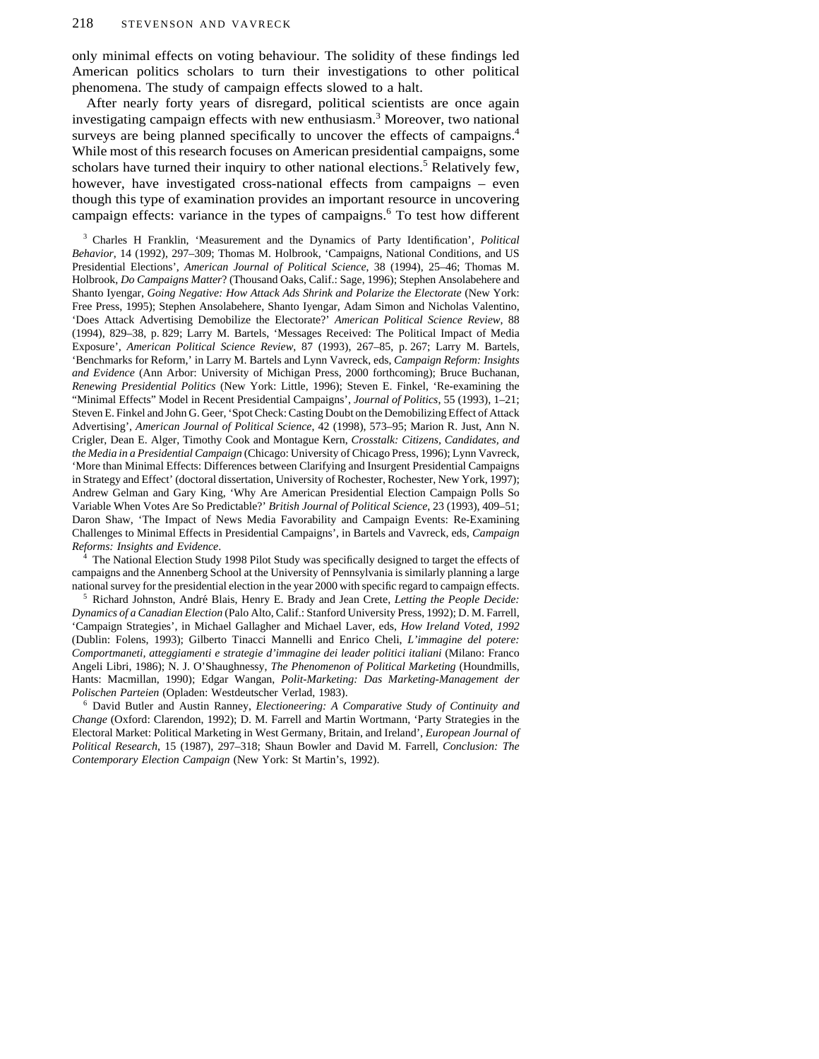only minimal effects on voting behaviour. The solidity of these findings led American politics scholars to turn their investigations to other political phenomena. The study of campaign effects slowed to a halt.

After nearly forty years of disregard, political scientists are once again investigating campaign effects with new enthusiasm.[3] Moreover, two national surveys are being planned specifically to uncover the effects of campaigns.[4] While most of this research focuses on American presidential campaigns, some scholars have turned their inquiry to other national elections.[5] Relatively few, however, have investigated cross-national effects from campaigns – even though this type of examination provides an important resource in uncovering campaign effects: variance in the types of campaigns.[6] To test how different

[3] Charles H Franklin, 'Measurement and the Dynamics of Party Identification', *Political Behavior*, 14 (1992), 297–309; Thomas M. Holbrook, 'Campaigns, National Conditions, and US Presidential Elections', *American Journal of Political Science*, 38 (1994), 25–46; Thomas M. Holbrook, *Do Campaigns Matter*? (Thousand Oaks, Calif.: Sage, 1996); Stephen Ansolabehere and Shanto Iyengar, *Going Negative: How Attack Ads Shrink and Polarize the Electorate* (New York: Free Press, 1995); Stephen Ansolabehere, Shanto Iyengar, Adam Simon and Nicholas Valentino, 'Does Attack Advertising Demobilize the Electorate?' *American Political Science Review*, 88 (1994), 829–38, p. 829; Larry M. Bartels, 'Messages Received: The Political Impact of Media Exposure', *American Political Science Review*, 87 (1993), 267–85, p. 267; Larry M. Bartels, 'Benchmarks for Reform,' in Larry M. Bartels and Lynn Vavreck, eds, *Campaign Reform: Insights and Evidence* (Ann Arbor: University of Michigan Press, 2000 forthcoming); Bruce Buchanan, *Renewing Presidential Politics* (New York: Little, 1996); Steven E. Finkel, 'Re-examining the "Minimal Effects" Model in Recent Presidential Campaigns', *Journal of Politics*, 55 (1993), 1–21; Steven E. Finkel and John G. Geer, 'Spot Check: Casting Doubt on the Demobilizing Effect of Attack Advertising', *American Journal of Political Science*, 42 (1998), 573–95; Marion R. Just, Ann N. Crigler, Dean E. Alger, Timothy Cook and Montague Kern, *Crosstalk: Citizens, Candidates, and the Media in a Presidential Campaign* (Chicago: University of Chicago Press, 1996); Lynn Vavreck, 'More than Minimal Effects: Differences between Clarifying and Insurgent Presidential Campaigns in Strategy and Effect' (doctoral dissertation, University of Rochester, Rochester, New York, 1997); Andrew Gelman and Gary King, 'Why Are American Presidential Election Campaign Polls So Variable When Votes Are So Predictable?' *British Journal of Political Science*, 23 (1993), 409–51; Daron Shaw, 'The Impact of News Media Favorability and Campaign Events: Re-Examining Challenges to Minimal Effects in Presidential Campaigns', in Bartels and Vavreck, eds, *Campaign Reforms: Insights and Evidence*.

[4] The National Election Study 1998 Pilot Study was specifically designed to target the effects of campaigns and the Annenberg School at the University of Pennsylvania is similarly planning a large national survey for the presidential election in the year 2000 with specific regard to campaign effects.

[5] Richard Johnston, André Blais, Henry E. Brady and Jean Crete, *Letting the People Decide: Dynamics of a Canadian Election* (Palo Alto, Calif.: Stanford University Press, 1992); D. M. Farrell, 'Campaign Strategies', in Michael Gallagher and Michael Laver, eds, *How Ireland Voted, 1992* (Dublin: Folens, 1993); Gilberto Tinacci Mannelli and Enrico Cheli, *L'immagine del potere: Comportmaneti, atteggiamenti e strategie d'immagine dei leader politici italiani* (Milano: Franco Angeli Libri, 1986); N. J. O'Shaughnessy, *The Phenomenon of Political Marketing* (Houndmills, Hants: Macmillan, 1990); Edgar Wangan, *Polit-Marketing: Das Marketing-Management der Polischen Parteien* (Opladen: Westdeutscher Verlad, 1983).

[6] David Butler and Austin Ranney, *Electioneering: A Comparative Study of Continuity and Change* (Oxford: Clarendon, 1992); D. M. Farrell and Martin Wortmann, 'Party Strategies in the Electoral Market: Political Marketing in West Germany, Britain, and Ireland', *European Journal of Political Research*, 15 (1987), 297–318; Shaun Bowler and David M. Farrell, *Conclusion: The Contemporary Election Campaign* (New York: St Martin's, 1992).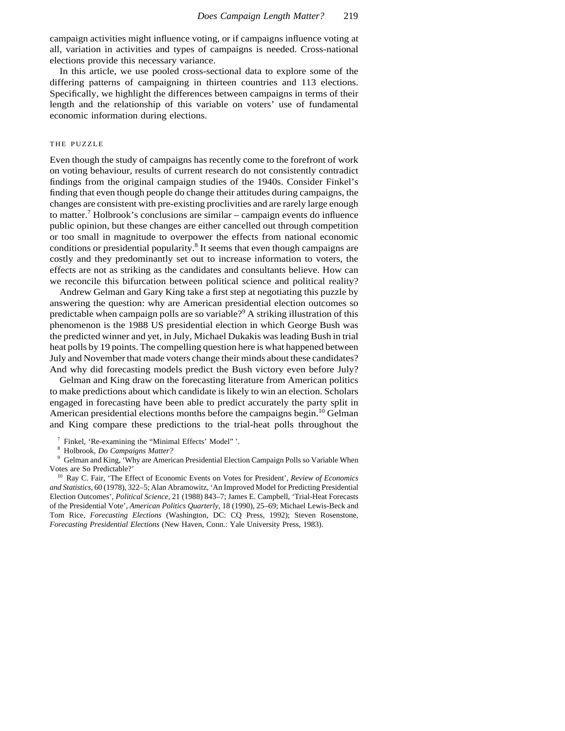campaign activities might influence voting, or if campaigns influence voting at all, variation in activities and types of campaigns is needed. Cross-national elections provide this necessary variance.

In this article, we use pooled cross-sectional data to explore some of the differing patterns of campaigning in thirteen countries and 113 elections. Specifically, we highlight the differences between campaigns in terms of their length and the relationship of this variable on voters' use of fundamental economic information during elections.

## THE PUZZLE

Even though the study of campaigns has recently come to the forefront of work on voting behaviour, results of current research do not consistently contradict findings from the original campaign studies of the 1940s. Consider Finkel's finding that even though people do change their attitudes during campaigns, the changes are consistent with pre-existing proclivities and are rarely large enough to matter.[7] Holbrook's conclusions are similar – campaign events do influence public opinion, but these changes are either cancelled out through competition or too small in magnitude to overpower the effects from national economic conditions or presidential popularity.[8] It seems that even though campaigns are costly and they predominantly set out to increase information to voters, the effects are not as striking as the candidates and consultants believe. How can we reconcile this bifurcation between political science and political reality?

Andrew Gelman and Gary King take a first step at negotiating this puzzle by answering the question: why are American presidential election outcomes so predictable when campaign polls are so variable?[9] A striking illustration of this phenomenon is the 1988 US presidential election in which George Bush was the predicted winner and yet, in July, Michael Dukakis was leading Bush in trial heat polls by 19 points. The compelling question here is what happened between July and November that made voters change their minds about these candidates? And why did forecasting models predict the Bush victory even before July?

Gelman and King draw on the forecasting literature from American politics to make predictions about which candidate is likely to win an election. Scholars engaged in forecasting have been able to predict accurately the party split in American presidential elections months before the campaigns begin.[10] Gelman and King compare these predictions to the trial-heat polls throughout the

[7] Finkel, 'Re-examining the "Minimal Effects" Model" '.

[8] Holbrook, *Do Campaigns Matter?*

[9] Gelman and King, 'Why are American Presidential Election Campaign Polls so Variable When Votes are So Predictable?'

[10] Ray C. Fair, 'The Effect of Economic Events on Votes for President', *Review of Economics and Statistics*, 60 (1978), 322–5; Alan Abramowitz, 'An Improved Model for Predicting Presidential Election Outcomes', *Political Science*, 21 (1988) 843–7; James E. Campbell, 'Trial-Heat Forecasts of the Presidential Vote', *American Politics Quarterly*, 18 (1990), 25–69; Michael Lewis-Beck and Tom Rice, *Forecasting Elections* (Washington, DC: CQ Press, 1992); Steven Rosenstone, *Forecasting Presidential Elections* (New Haven, Conn.: Yale University Press, 1983).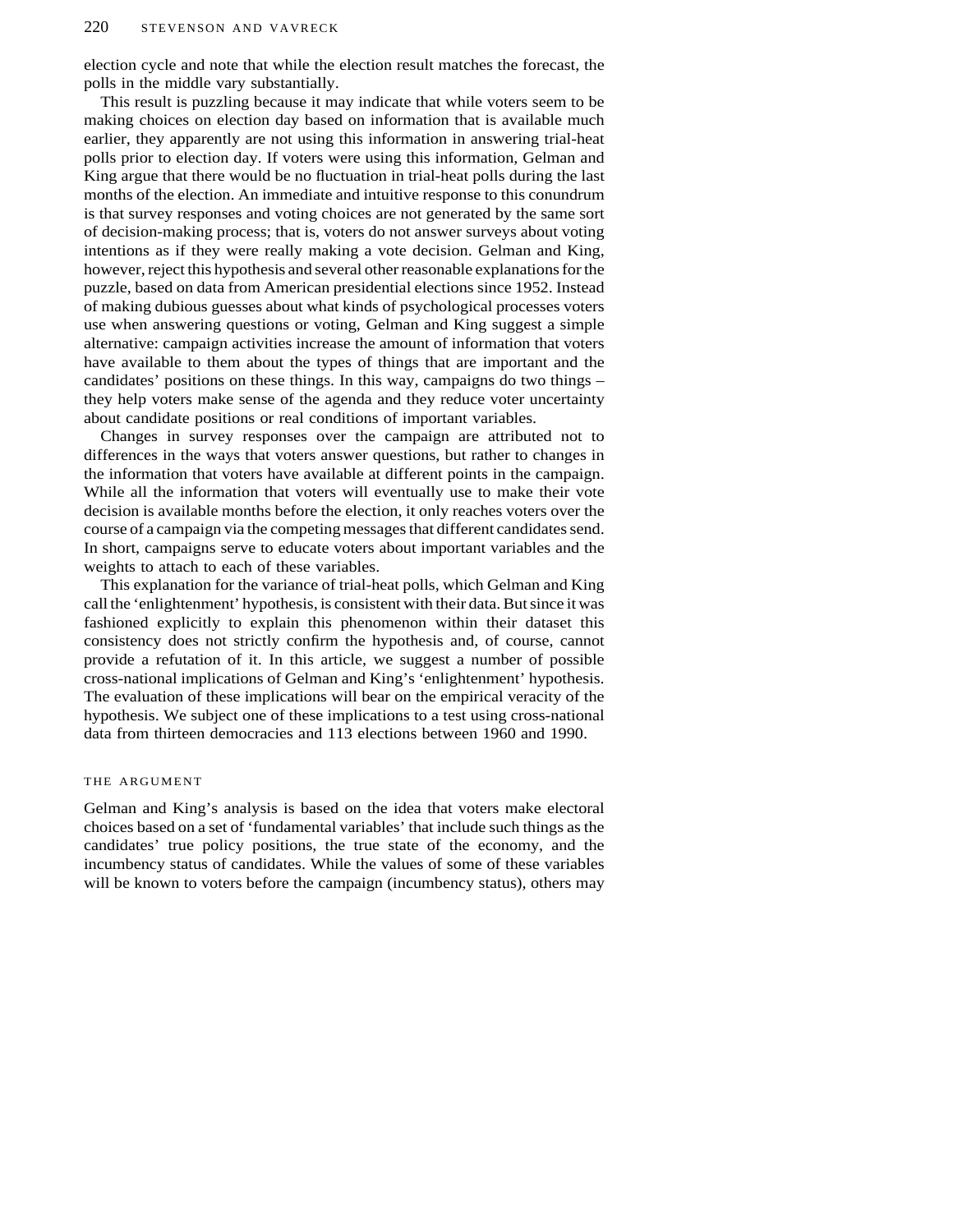election cycle and note that while the election result matches the forecast, the polls in the middle vary substantially.

This result is puzzling because it may indicate that while voters seem to be making choices on election day based on information that is available much earlier, they apparently are not using this information in answering trial-heat polls prior to election day. If voters were using this information, Gelman and King argue that there would be no fluctuation in trial-heat polls during the last months of the election. An immediate and intuitive response to this conundrum is that survey responses and voting choices are not generated by the same sort of decision-making process; that is, voters do not answer surveys about voting intentions as if they were really making a vote decision. Gelman and King, however, reject this hypothesis and several other reasonable explanations for the puzzle, based on data from American presidential elections since 1952. Instead of making dubious guesses about what kinds of psychological processes voters use when answering questions or voting, Gelman and King suggest a simple alternative: campaign activities increase the amount of information that voters have available to them about the types of things that are important and the candidates' positions on these things. In this way, campaigns do two things – they help voters make sense of the agenda and they reduce voter uncertainty about candidate positions or real conditions of important variables.

Changes in survey responses over the campaign are attributed not to differences in the ways that voters answer questions, but rather to changes in the information that voters have available at different points in the campaign. While all the information that voters will eventually use to make their vote decision is available months before the election, it only reaches voters over the course of a campaign via the competing messages that different candidates send. In short, campaigns serve to educate voters about important variables and the weights to attach to each of these variables.

This explanation for the variance of trial-heat polls, which Gelman and King call the 'enlightenment' hypothesis, is consistent with their data. But since it was fashioned explicitly to explain this phenomenon within their dataset this consistency does not strictly confirm the hypothesis and, of course, cannot provide a refutation of it. In this article, we suggest a number of possible cross-national implications of Gelman and King's 'enlightenment' hypothesis. The evaluation of these implications will bear on the empirical veracity of the hypothesis. We subject one of these implications to a test using cross-national data from thirteen democracies and 113 elections between 1960 and 1990.

## THE ARGUMENT

Gelman and King's analysis is based on the idea that voters make electoral choices based on a set of 'fundamental variables' that include such things as the candidates' true policy positions, the true state of the economy, and the incumbency status of candidates. While the values of some of these variables will be known to voters before the campaign (incumbency status), others may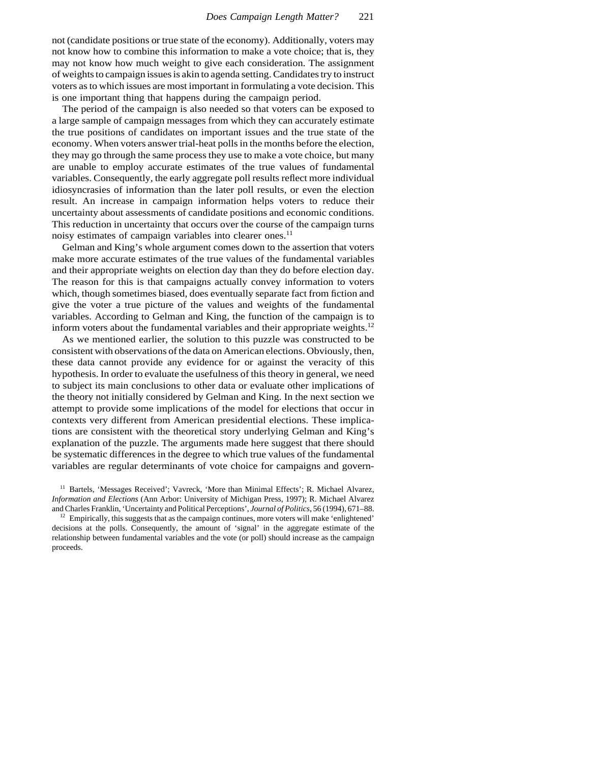not (candidate positions or true state of the economy). Additionally, voters may not know how to combine this information to make a vote choice; that is, they may not know how much weight to give each consideration. The assignment of weights to campaign issues is akin to agenda setting. Candidates try to instruct voters as to which issues are most important in formulating a vote decision. This is one important thing that happens during the campaign period.

The period of the campaign is also needed so that voters can be exposed to a large sample of campaign messages from which they can accurately estimate the true positions of candidates on important issues and the true state of the economy. When voters answer trial-heat polls in the months before the election, they may go through the same process they use to make a vote choice, but many are unable to employ accurate estimates of the true values of fundamental variables. Consequently, the early aggregate poll results reflect more individual idiosyncrasies of information than the later poll results, or even the election result. An increase in campaign information helps voters to reduce their uncertainty about assessments of candidate positions and economic conditions. This reduction in uncertainty that occurs over the course of the campaign turns noisy estimates of campaign variables into clearer ones.[11]

Gelman and King's whole argument comes down to the assertion that voters make more accurate estimates of the true values of the fundamental variables and their appropriate weights on election day than they do before election day. The reason for this is that campaigns actually convey information to voters which, though sometimes biased, does eventually separate fact from fiction and give the voter a true picture of the values and weights of the fundamental variables. According to Gelman and King, the function of the campaign is to inform voters about the fundamental variables and their appropriate weights.[12]

As we mentioned earlier, the solution to this puzzle was constructed to be consistent with observations of the data on American elections. Obviously, then, these data cannot provide any evidence for or against the veracity of this hypothesis. In order to evaluate the usefulness of this theory in general, we need to subject its main conclusions to other data or evaluate other implications of the theory not initially considered by Gelman and King. In the next section we attempt to provide some implications of the model for elections that occur in contexts very different from American presidential elections. These implications are consistent with the theoretical story underlying Gelman and King's explanation of the puzzle. The arguments made here suggest that there should be systematic differences in the degree to which true values of the fundamental variables are regular determinants of vote choice for campaigns and govern-

[11] Bartels, 'Messages Received'; Vavreck, 'More than Minimal Effects'; R. Michael Alvarez, *Information and Elections* (Ann Arbor: University of Michigan Press, 1997); R. Michael Alvarez and Charles Franklin, 'Uncertainty and Political Perceptions', *Journal of Politics*, 56 (1994), 671–88.

[12] Empirically, this suggests that as the campaign continues, more voters will make 'enlightened' decisions at the polls. Consequently, the amount of 'signal' in the aggregate estimate of the relationship between fundamental variables and the vote (or poll) should increase as the campaign proceeds.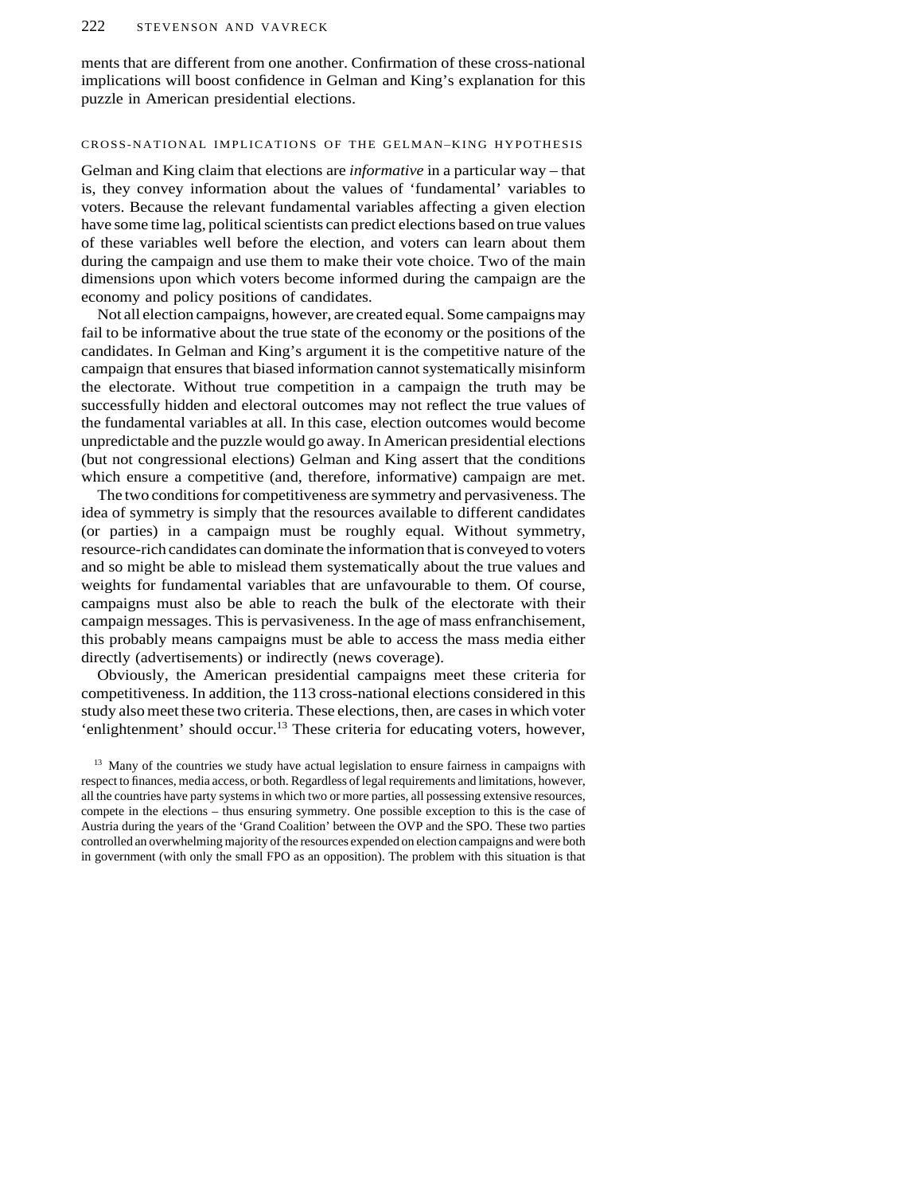ments that are different from one another. Confirmation of these cross-national implications will boost confidence in Gelman and King's explanation for this puzzle in American presidential elections.

## CROSS-NATIONAL IMPLICATIONS OF THE GELMAN–KING HYPOTHESIS

Gelman and King claim that elections are *informative* in a particular way – that is, they convey information about the values of 'fundamental' variables to voters. Because the relevant fundamental variables affecting a given election have some time lag, political scientists can predict elections based on true values of these variables well before the election, and voters can learn about them during the campaign and use them to make their vote choice. Two of the main dimensions upon which voters become informed during the campaign are the economy and policy positions of candidates.

Not all election campaigns, however, are created equal. Some campaigns may fail to be informative about the true state of the economy or the positions of the candidates. In Gelman and King's argument it is the competitive nature of the campaign that ensures that biased information cannot systematically misinform the electorate. Without true competition in a campaign the truth may be successfully hidden and electoral outcomes may not reflect the true values of the fundamental variables at all. In this case, election outcomes would become unpredictable and the puzzle would go away. In American presidential elections (but not congressional elections) Gelman and King assert that the conditions which ensure a competitive (and, therefore, informative) campaign are met.

The two conditions for competitiveness are symmetry and pervasiveness. The idea of symmetry is simply that the resources available to different candidates (or parties) in a campaign must be roughly equal. Without symmetry, resource-rich candidates can dominate the information that is conveyed to voters and so might be able to mislead them systematically about the true values and weights for fundamental variables that are unfavourable to them. Of course, campaigns must also be able to reach the bulk of the electorate with their campaign messages. This is pervasiveness. In the age of mass enfranchisement, this probably means campaigns must be able to access the mass media either directly (advertisements) or indirectly (news coverage).

Obviously, the American presidential campaigns meet these criteria for competitiveness. In addition, the 113 cross-national elections considered in this study also meet these two criteria. These elections, then, are cases in which voter 'enlightenment' should occur.[13] These criteria for educating voters, however,

[13] Many of the countries we study have actual legislation to ensure fairness in campaigns with respect to finances, media access, or both. Regardless of legal requirements and limitations, however, all the countries have party systems in which two or more parties, all possessing extensive resources, compete in the elections – thus ensuring symmetry. One possible exception to this is the case of Austria during the years of the 'Grand Coalition' between the OVP and the SPO. These two parties controlled an overwhelming majority of the resources expended on election campaigns and were both in government (with only the small FPO as an opposition). The problem with this situation is that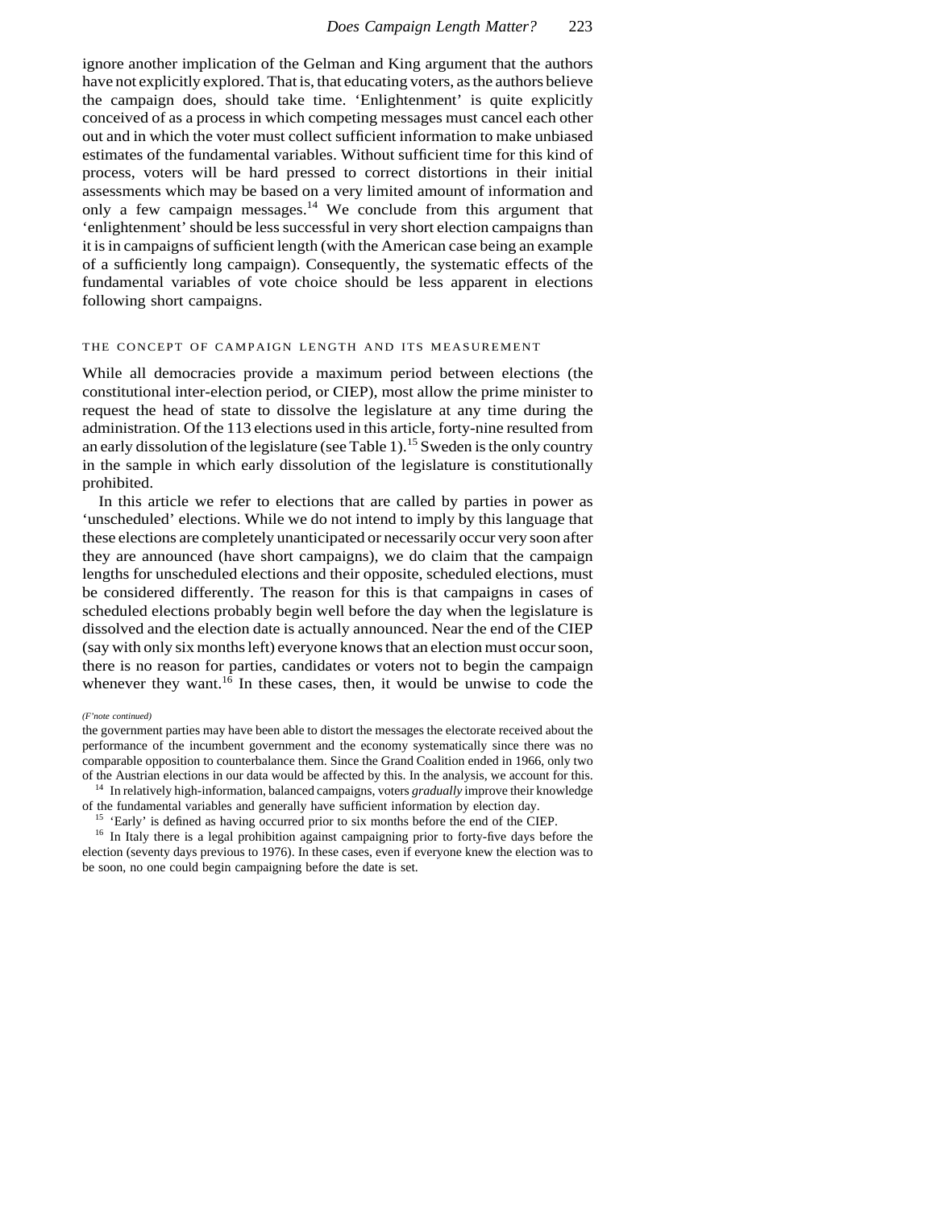ignore another implication of the Gelman and King argument that the authors have not explicitly explored. That is, that educating voters, as the authors believe the campaign does, should take time. 'Enlightenment' is quite explicitly conceived of as a process in which competing messages must cancel each other out and in which the voter must collect sufficient information to make unbiased estimates of the fundamental variables. Without sufficient time for this kind of process, voters will be hard pressed to correct distortions in their initial assessments which may be based on a very limited amount of information and only a few campaign messages.[14] We conclude from this argument that 'enlightenment' should be less successful in very short election campaigns than it is in campaigns of sufficient length (with the American case being an example of a sufficiently long campaign). Consequently, the systematic effects of the fundamental variables of vote choice should be less apparent in elections following short campaigns.

## THE CONCEPT OF CAMPAIGN LENGTH AND ITS MEASUREMENT

While all democracies provide a maximum period between elections (the constitutional inter-election period, or CIEP), most allow the prime minister to request the head of state to dissolve the legislature at any time during the administration. Of the 113 elections used in this article, forty-nine resulted from an early dissolution of the legislature (see Table 1).[15] Sweden is the only country in the sample in which early dissolution of the legislature is constitutionally prohibited.

In this article we refer to elections that are called by parties in power as 'unscheduled' elections. While we do not intend to imply by this language that these elections are completely unanticipated or necessarily occur very soon after they are announced (have short campaigns), we do claim that the campaign lengths for unscheduled elections and their opposite, scheduled elections, must be considered differently. The reason for this is that campaigns in cases of scheduled elections probably begin well before the day when the legislature is dissolved and the election date is actually announced. Near the end of the CIEP (say with only six months left) everyone knows that an election must occur soon, there is no reason for parties, candidates or voters not to begin the campaign whenever they want.[16] In these cases, then, it would be unwise to code the

*(F'note continued)*

the government parties may have been able to distort the messages the electorate received about the performance of the incumbent government and the economy systematically since there was no comparable opposition to counterbalance them. Since the Grand Coalition ended in 1966, only two of the Austrian elections in our data would be affected by this. In the analysis, we account for this.

[14] In relatively high-information, balanced campaigns, voters *gradually* improve their knowledge of the fundamental variables and generally have sufficient information by election day.

[15] 'Early' is defined as having occurred prior to six months before the end of the CIEP.

[16] In Italy there is a legal prohibition against campaigning prior to forty-five days before the election (seventy days previous to 1976). In these cases, even if everyone knew the election was to be soon, no one could begin campaigning before the date is set.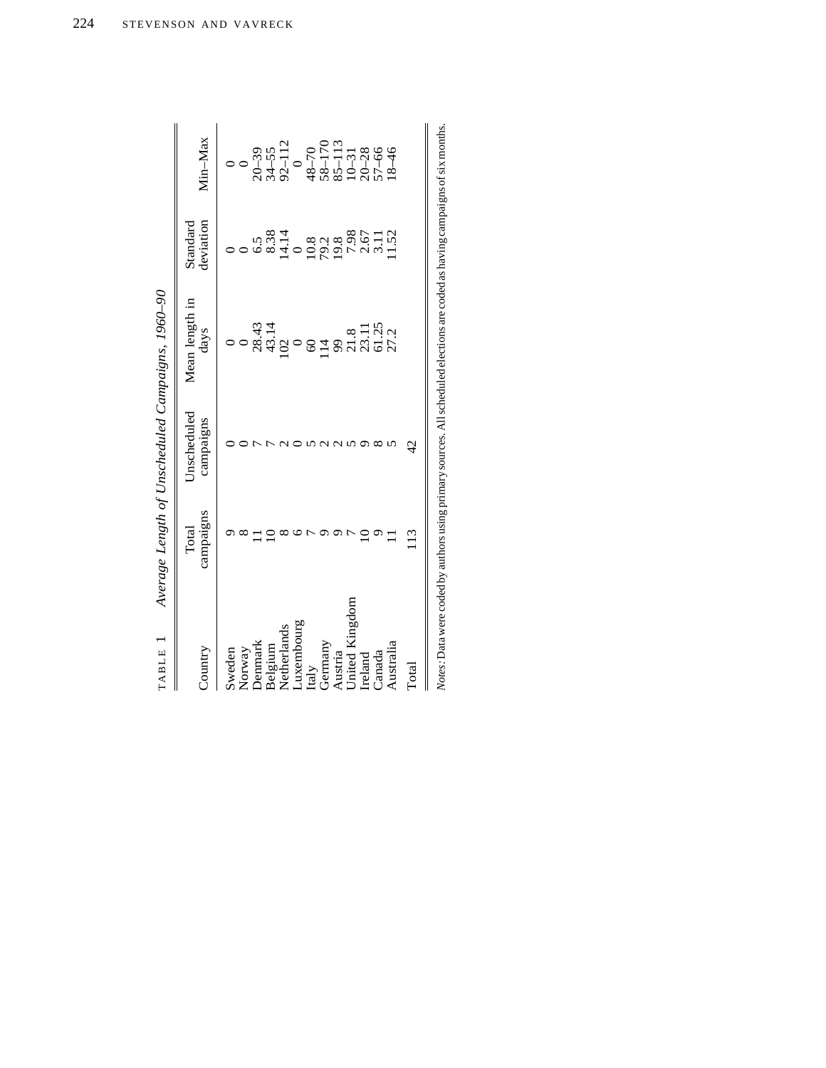TABLE 1 *Average Length of Unscheduled Campaigns, 1960–90*

| Country | Total campaigns | Unscheduled campaigns | Mean length in days | Standard deviation | Min–Max |
|---|---|---|---|---|---|
| Sweden | 9 | 0 | 0 | 0 | 0 |
| Norway | 8 | 0 | 0 | 0 | 0 |
| Denmark | 11 | 7 | 28.43 | 6.5 | 20–39 |
| Belgium | 10 | 7 | 43.14 | 8.38 | 34–55 |
| Netherlands | 8 | 2 | 102 | 14.14 | 92–112 |
| Luxembourg | 6 | 0 | 0 | 0 | 0 |
| Italy | 7 | 5 | 60 | 10.8 | 48–70 |
| Germany | 9 | 2 | 114 | 79.2 | 58–170 |
| Austria | 9 | 2 | 99 | 19.8 | 85–113 |
| United Kingdom | 7 | 5 | 21.8 | 7.98 | 10–31 |
| Ireland | 10 | 9 | 23.11 | 2.67 | 20–28 |
| Canada | 9 | 8 | 61.25 | 3.11 | 57–66 |
| Australia | 11 | 5 | 27.2 | 11.52 | 18–46 |
| Total | 113 | 42 | | | |

*Notes*: Data were coded by authors using primary sources. All scheduled elections are coded as having campaigns of six months.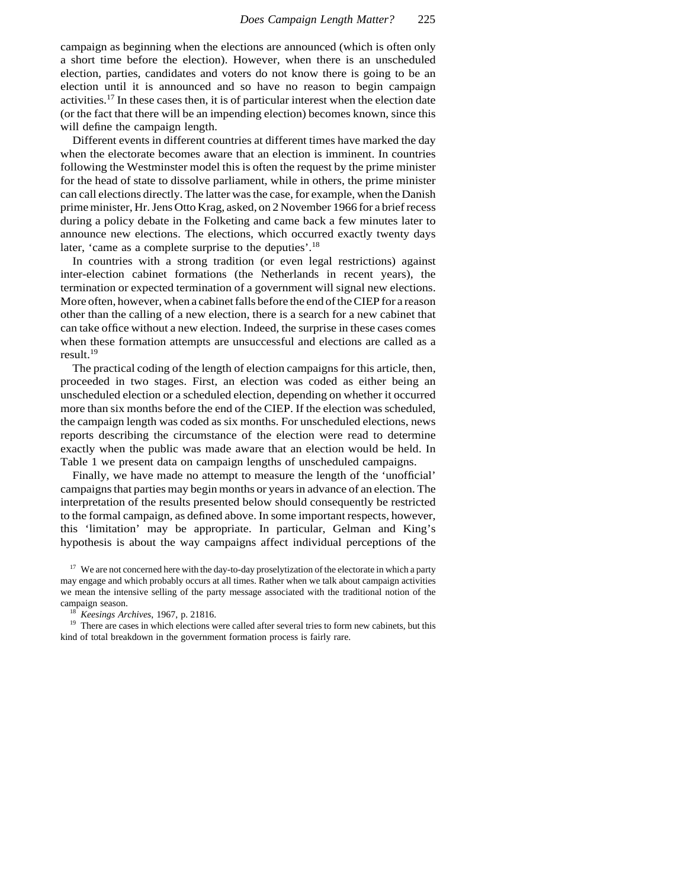campaign as beginning when the elections are announced (which is often only a short time before the election). However, when there is an unscheduled election, parties, candidates and voters do not know there is going to be an election until it is announced and so have no reason to begin campaign activities.[17] In these cases then, it is of particular interest when the election date (or the fact that there will be an impending election) becomes known, since this will define the campaign length.

Different events in different countries at different times have marked the day when the electorate becomes aware that an election is imminent. In countries following the Westminster model this is often the request by the prime minister for the head of state to dissolve parliament, while in others, the prime minister can call elections directly. The latter was the case, for example, when the Danish prime minister, Hr. Jens Otto Krag, asked, on 2 November 1966 for a brief recess during a policy debate in the Folketing and came back a few minutes later to announce new elections. The elections, which occurred exactly twenty days later, 'came as a complete surprise to the deputies'.[18]

In countries with a strong tradition (or even legal restrictions) against inter-election cabinet formations (the Netherlands in recent years), the termination or expected termination of a government will signal new elections. More often, however, when a cabinet falls before the end of the CIEP for a reason other than the calling of a new election, there is a search for a new cabinet that can take office without a new election. Indeed, the surprise in these cases comes when these formation attempts are unsuccessful and elections are called as a result.[19]

The practical coding of the length of election campaigns for this article, then, proceeded in two stages. First, an election was coded as either being an unscheduled election or a scheduled election, depending on whether it occurred more than six months before the end of the CIEP. If the election was scheduled, the campaign length was coded as six months. For unscheduled elections, news reports describing the circumstance of the election were read to determine exactly when the public was made aware that an election would be held. In Table 1 we present data on campaign lengths of unscheduled campaigns.

Finally, we have made no attempt to measure the length of the 'unofficial' campaigns that parties may begin months or years in advance of an election. The interpretation of the results presented below should consequently be restricted to the formal campaign, as defined above. In some important respects, however, this 'limitation' may be appropriate. In particular, Gelman and King's hypothesis is about the way campaigns affect individual perceptions of the

[17] We are not concerned here with the day-to-day proselytization of the electorate in which a party may engage and which probably occurs at all times. Rather when we talk about campaign activities we mean the intensive selling of the party message associated with the traditional notion of the campaign season.

[18] *Keesings Archives*, 1967, p. 21816.

[19] There are cases in which elections were called after several tries to form new cabinets, but this kind of total breakdown in the government formation process is fairly rare.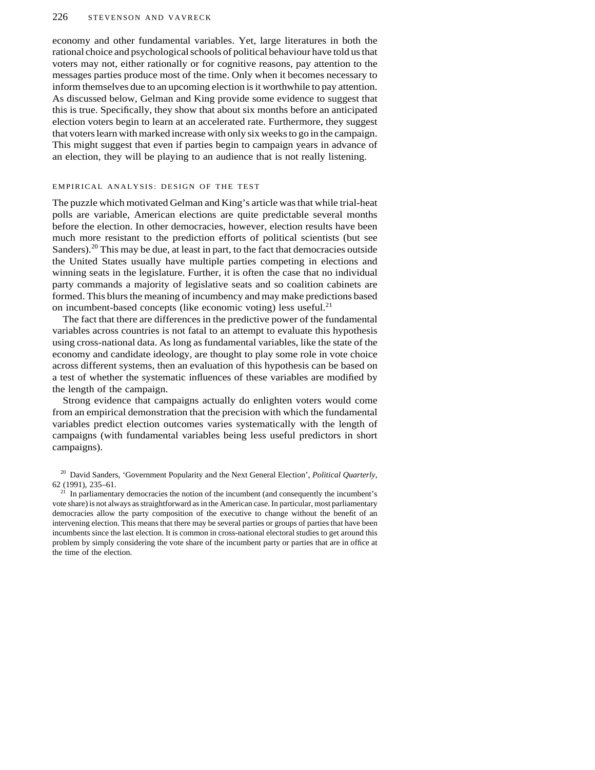economy and other fundamental variables. Yet, large literatures in both the rational choice and psychological schools of political behaviour have told us that voters may not, either rationally or for cognitive reasons, pay attention to the messages parties produce most of the time. Only when it becomes necessary to inform themselves due to an upcoming election is it worthwhile to pay attention. As discussed below, Gelman and King provide some evidence to suggest that this is true. Specifically, they show that about six months before an anticipated election voters begin to learn at an accelerated rate. Furthermore, they suggest that voters learn with marked increase with only six weeks to go in the campaign. This might suggest that even if parties begin to campaign years in advance of an election, they will be playing to an audience that is not really listening.

## EMPIRICAL ANALYSIS: DESIGN OF THE TEST

The puzzle which motivated Gelman and King's article was that while trial-heat polls are variable, American elections are quite predictable several months before the election. In other democracies, however, election results have been much more resistant to the prediction efforts of political scientists (but see Sanders).[20] This may be due, at least in part, to the fact that democracies outside the United States usually have multiple parties competing in elections and winning seats in the legislature. Further, it is often the case that no individual party commands a majority of legislative seats and so coalition cabinets are formed. This blurs the meaning of incumbency and may make predictions based on incumbent-based concepts (like economic voting) less useful.[21]

The fact that there are differences in the predictive power of the fundamental variables across countries is not fatal to an attempt to evaluate this hypothesis using cross-national data. As long as fundamental variables, like the state of the economy and candidate ideology, are thought to play some role in vote choice across different systems, then an evaluation of this hypothesis can be based on a test of whether the systematic influences of these variables are modified by the length of the campaign.

Strong evidence that campaigns actually do enlighten voters would come from an empirical demonstration that the precision with which the fundamental variables predict election outcomes varies systematically with the length of campaigns (with fundamental variables being less useful predictors in short campaigns).

[20] David Sanders, 'Government Popularity and the Next General Election', *Political Quarterly*, 62 (1991), 235–61.

[21] In parliamentary democracies the notion of the incumbent (and consequently the incumbent's vote share) is not always as straightforward as in the American case. In particular, most parliamentary democracies allow the party composition of the executive to change without the benefit of an intervening election. This means that there may be several parties or groups of parties that have been incumbents since the last election. It is common in cross-national electoral studies to get around this problem by simply considering the vote share of the incumbent party or parties that are in office at the time of the election.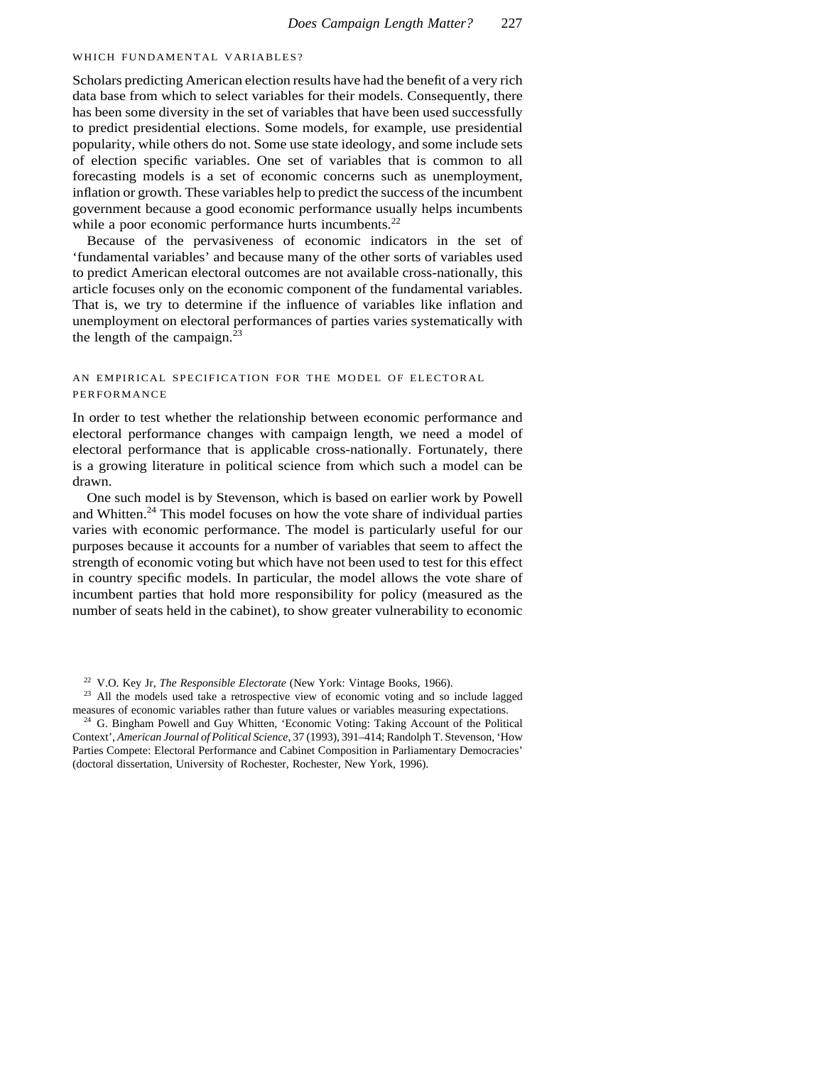## WHICH FUNDAMENTAL VARIABLES?

Scholars predicting American election results have had the benefit of a very rich data base from which to select variables for their models. Consequently, there has been some diversity in the set of variables that have been used successfully to predict presidential elections. Some models, for example, use presidential popularity, while others do not. Some use state ideology, and some include sets of election specific variables. One set of variables that is common to all forecasting models is a set of economic concerns such as unemployment, inflation or growth. These variables help to predict the success of the incumbent government because a good economic performance usually helps incumbents while a poor economic performance hurts incumbents.[22]

Because of the pervasiveness of economic indicators in the set of ‘fundamental variables’ and because many of the other sorts of variables used to predict American electoral outcomes are not available cross-nationally, this article focuses only on the economic component of the fundamental variables. That is, we try to determine if the influence of variables like inflation and unemployment on electoral performances of parties varies systematically with the length of the campaign.[23]

## AN EMPIRICAL SPECIFICATION FOR THE MODEL OF ELECTORAL PERFORMANCE

In order to test whether the relationship between economic performance and electoral performance changes with campaign length, we need a model of electoral performance that is applicable cross-nationally. Fortunately, there is a growing literature in political science from which such a model can be drawn.

One such model is by Stevenson, which is based on earlier work by Powell and Whitten.[24] This model focuses on how the vote share of individual parties varies with economic performance. The model is particularly useful for our purposes because it accounts for a number of variables that seem to affect the strength of economic voting but which have not been used to test for this effect in country specific models. In particular, the model allows the vote share of incumbent parties that hold more responsibility for policy (measured as the number of seats held in the cabinet), to show greater vulnerability to economic

---

[22] V.O. Key Jr, *The Responsible Electorate* (New York: Vintage Books, 1966).

[23] All the models used take a retrospective view of economic voting and so include lagged measures of economic variables rather than future values or variables measuring expectations.

[24] G. Bingham Powell and Guy Whitten, ‘Economic Voting: Taking Account of the Political Context’, *American Journal of Political Science*, 37 (1993), 391–414; Randolph T. Stevenson, ‘How Parties Compete: Electoral Performance and Cabinet Composition in Parliamentary Democracies’ (doctoral dissertation, University of Rochester, Rochester, New York, 1996).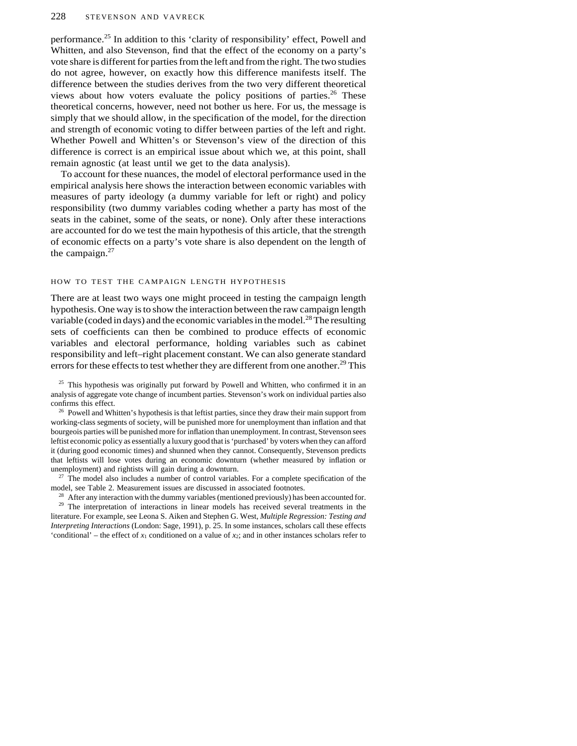performance.[25] In addition to this 'clarity of responsibility' effect, Powell and Whitten, and also Stevenson, find that the effect of the economy on a party's vote share is different for parties from the left and from the right. The two studies do not agree, however, on exactly how this difference manifests itself. The difference between the studies derives from the two very different theoretical views about how voters evaluate the policy positions of parties.[26] These theoretical concerns, however, need not bother us here. For us, the message is simply that we should allow, in the specification of the model, for the direction and strength of economic voting to differ between parties of the left and right. Whether Powell and Whitten's or Stevenson's view of the direction of this difference is correct is an empirical issue about which we, at this point, shall remain agnostic (at least until we get to the data analysis).

To account for these nuances, the model of electoral performance used in the empirical analysis here shows the interaction between economic variables with measures of party ideology (a dummy variable for left or right) and policy responsibility (two dummy variables coding whether a party has most of the seats in the cabinet, some of the seats, or none). Only after these interactions are accounted for do we test the main hypothesis of this article, that the strength of economic effects on a party's vote share is also dependent on the length of the campaign.[27]

## HOW TO TEST THE CAMPAIGN LENGTH HYPOTHESIS

There are at least two ways one might proceed in testing the campaign length hypothesis. One way is to show the interaction between the raw campaign length variable (coded in days) and the economic variables in the model.[28] The resulting sets of coefficients can then be combined to produce effects of economic variables and electoral performance, holding variables such as cabinet responsibility and left–right placement constant. We can also generate standard errors for these effects to test whether they are different from one another.[29] This

[25] This hypothesis was originally put forward by Powell and Whitten, who confirmed it in an analysis of aggregate vote change of incumbent parties. Stevenson's work on individual parties also confirms this effect.

[26] Powell and Whitten's hypothesis is that leftist parties, since they draw their main support from working-class segments of society, will be punished more for unemployment than inflation and that bourgeois parties will be punished more for inflation than unemployment. In contrast, Stevenson sees leftist economic policy as essentially a luxury good that is 'purchased' by voters when they can afford it (during good economic times) and shunned when they cannot. Consequently, Stevenson predicts that leftists will lose votes during an economic downturn (whether measured by inflation or unemployment) and rightists will gain during a downturn.

[27] The model also includes a number of control variables. For a complete specification of the model, see Table 2. Measurement issues are discussed in associated footnotes.

[28] After any interaction with the dummy variables (mentioned previously) has been accounted for.

[29] The interpretation of interactions in linear models has received several treatments in the literature. For example, see Leona S. Aiken and Stephen G. West, *Multiple Regression: Testing and Interpreting Interactions* (London: Sage, 1991), p. 25. In some instances, scholars call these effects 'conditional' – the effect of $x_1$ conditioned on a value of $x_2$; and in other instances scholars refer to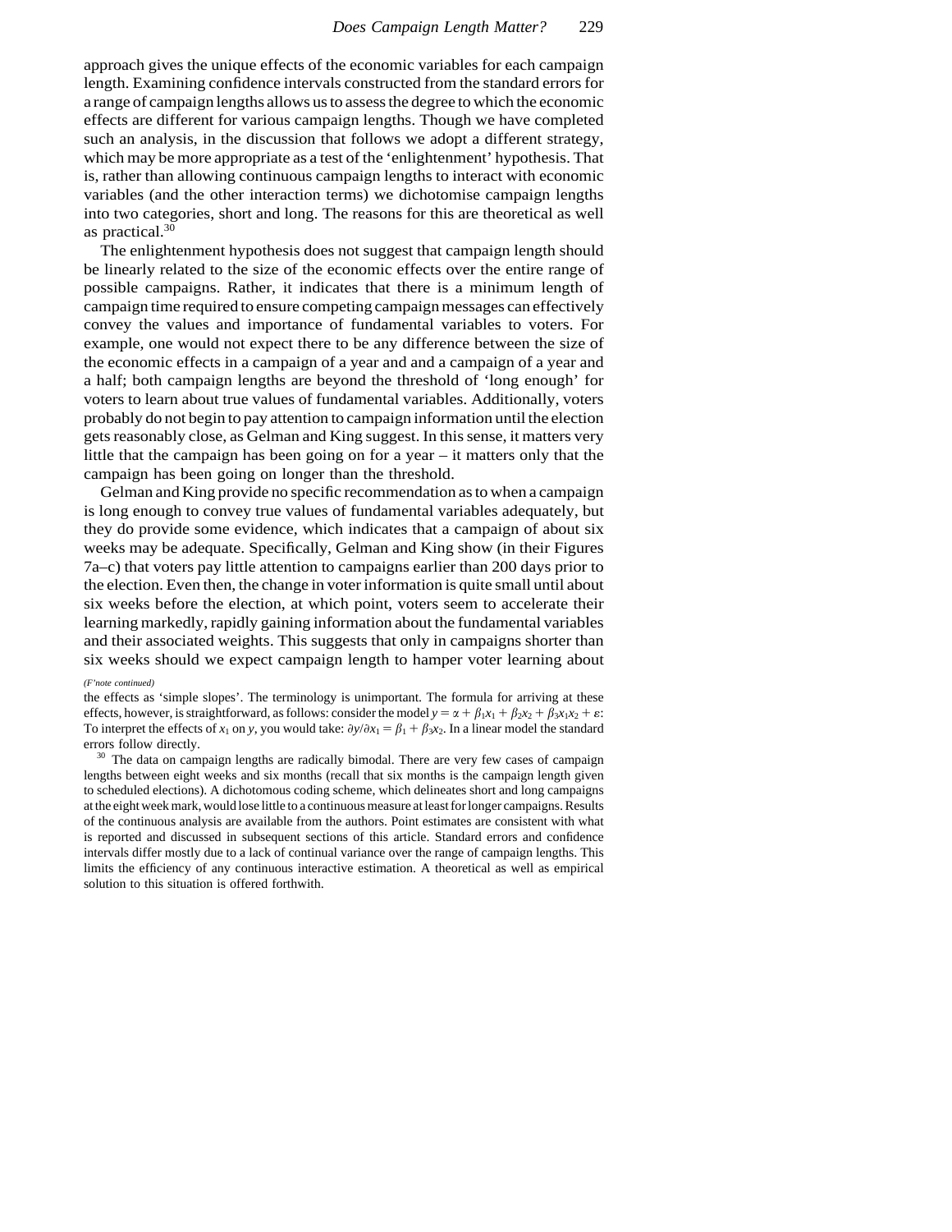approach gives the unique effects of the economic variables for each campaign length. Examining confidence intervals constructed from the standard errors for a range of campaign lengths allows us to assess the degree to which the economic effects are different for various campaign lengths. Though we have completed such an analysis, in the discussion that follows we adopt a different strategy, which may be more appropriate as a test of the 'enlightenment' hypothesis. That is, rather than allowing continuous campaign lengths to interact with economic variables (and the other interaction terms) we dichotomise campaign lengths into two categories, short and long. The reasons for this are theoretical as well as practical.[30]

The enlightenment hypothesis does not suggest that campaign length should be linearly related to the size of the economic effects over the entire range of possible campaigns. Rather, it indicates that there is a minimum length of campaign time required to ensure competing campaign messages can effectively convey the values and importance of fundamental variables to voters. For example, one would not expect there to be any difference between the size of the economic effects in a campaign of a year and and a campaign of a year and a half; both campaign lengths are beyond the threshold of 'long enough' for voters to learn about true values of fundamental variables. Additionally, voters probably do not begin to pay attention to campaign information until the election gets reasonably close, as Gelman and King suggest. In this sense, it matters very little that the campaign has been going on for a year – it matters only that the campaign has been going on longer than the threshold.

Gelman and King provide no specific recommendation as to when a campaign is long enough to convey true values of fundamental variables adequately, but they do provide some evidence, which indicates that a campaign of about six weeks may be adequate. Specifically, Gelman and King show (in their Figures 7a–c) that voters pay little attention to campaigns earlier than 200 days prior to the election. Even then, the change in voter information is quite small until about six weeks before the election, at which point, voters seem to accelerate their learning markedly, rapidly gaining information about the fundamental variables and their associated weights. This suggests that only in campaigns shorter than six weeks should we expect campaign length to hamper voter learning about

*(F'note continued)*

the effects as 'simple slopes'. The terminology is unimportant. The formula for arriving at these effects, however, is straightforward, as follows: consider the model $y = \alpha + \beta_1 x_1 + \beta_2 x_2 + \beta_3 x_1 x_2 + \varepsilon$: To interpret the effects of $x_1$ on $y$, you would take: $\partial y / \partial x_1 = \beta_1 + \beta_3 x_2$. In a linear model the standard errors follow directly.

[30] The data on campaign lengths are radically bimodal. There are very few cases of campaign lengths between eight weeks and six months (recall that six months is the campaign length given to scheduled elections). A dichotomous coding scheme, which delineates short and long campaigns at the eight week mark, would lose little to a continuous measure at least for longer campaigns. Results of the continuous analysis are available from the authors. Point estimates are consistent with what is reported and discussed in subsequent sections of this article. Standard errors and confidence intervals differ mostly due to a lack of continual variance over the range of campaign lengths. This limits the efficiency of any continuous interactive estimation. A theoretical as well as empirical solution to this situation is offered forthwith.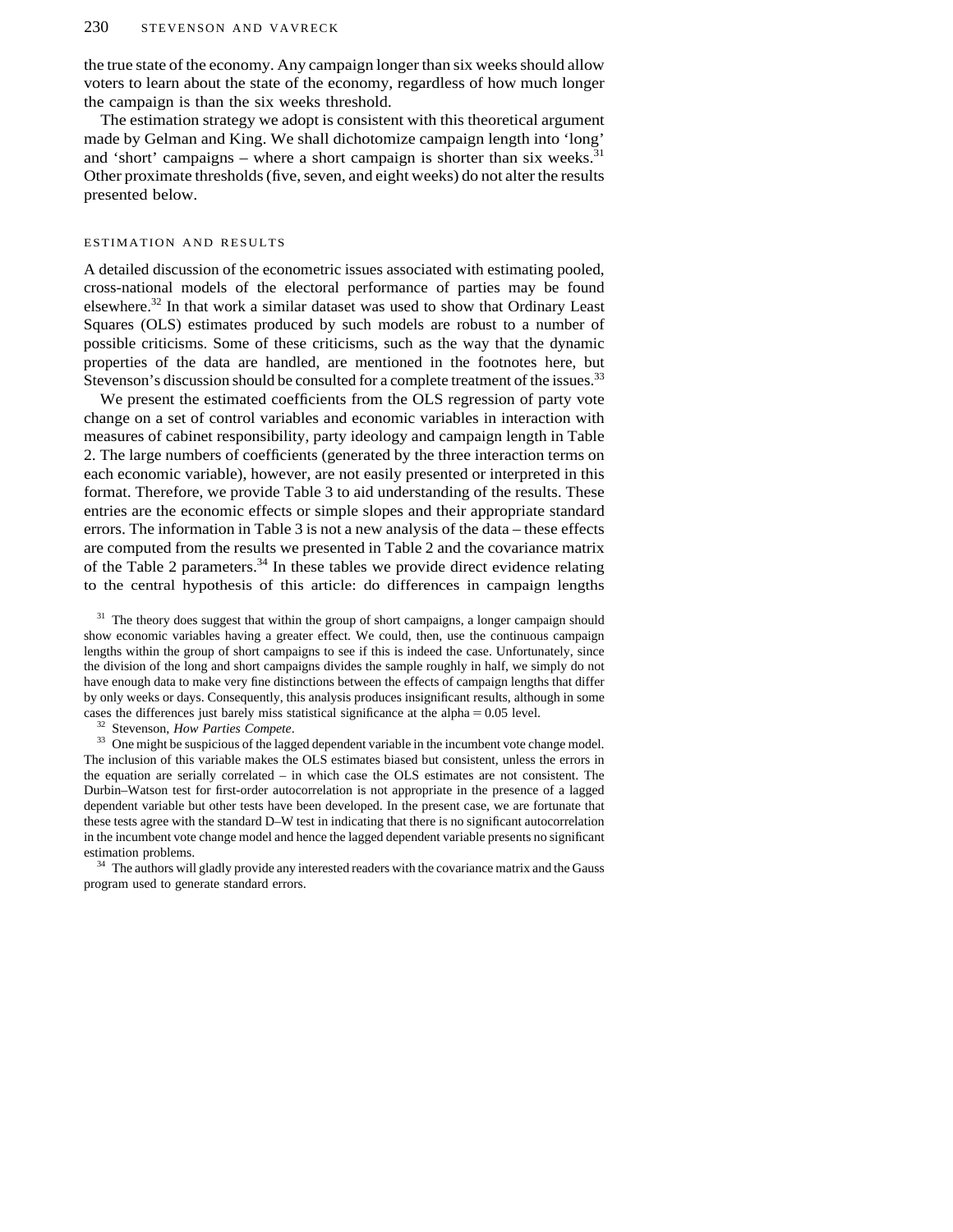the true state of the economy. Any campaign longer than six weeks should allow voters to learn about the state of the economy, regardless of how much longer the campaign is than the six weeks threshold.

The estimation strategy we adopt is consistent with this theoretical argument made by Gelman and King. We shall dichotomize campaign length into 'long' and 'short' campaigns – where a short campaign is shorter than six weeks.[31] Other proximate thresholds (five, seven, and eight weeks) do not alter the results presented below.

## ESTIMATION AND RESULTS

A detailed discussion of the econometric issues associated with estimating pooled, cross-national models of the electoral performance of parties may be found elsewhere.[32] In that work a similar dataset was used to show that Ordinary Least Squares (OLS) estimates produced by such models are robust to a number of possible criticisms. Some of these criticisms, such as the way that the dynamic properties of the data are handled, are mentioned in the footnotes here, but Stevenson's discussion should be consulted for a complete treatment of the issues.[33]

We present the estimated coefficients from the OLS regression of party vote change on a set of control variables and economic variables in interaction with measures of cabinet responsibility, party ideology and campaign length in Table 2. The large numbers of coefficients (generated by the three interaction terms on each economic variable), however, are not easily presented or interpreted in this format. Therefore, we provide Table 3 to aid understanding of the results. These entries are the economic effects or simple slopes and their appropriate standard errors. The information in Table 3 is not a new analysis of the data – these effects are computed from the results we presented in Table 2 and the covariance matrix of the Table 2 parameters.[34] In these tables we provide direct evidence relating to the central hypothesis of this article: do differences in campaign lengths

[31] The theory does suggest that within the group of short campaigns, a longer campaign should show economic variables having a greater effect. We could, then, use the continuous campaign lengths within the group of short campaigns to see if this is indeed the case. Unfortunately, since the division of the long and short campaigns divides the sample roughly in half, we simply do not have enough data to make very fine distinctions between the effects of campaign lengths that differ by only weeks or days. Consequently, this analysis produces insignificant results, although in some cases the differences just barely miss statistical significance at the alpha = 0.05 level.

[32] Stevenson, *How Parties Compete*.

[33] One might be suspicious of the lagged dependent variable in the incumbent vote change model. The inclusion of this variable makes the OLS estimates biased but consistent, unless the errors in the equation are serially correlated – in which case the OLS estimates are not consistent. The Durbin–Watson test for first-order autocorrelation is not appropriate in the presence of a lagged dependent variable but other tests have been developed. In the present case, we are fortunate that these tests agree with the standard D–W test in indicating that there is no significant autocorrelation in the incumbent vote change model and hence the lagged dependent variable presents no significant estimation problems.

[34] The authors will gladly provide any interested readers with the covariance matrix and the Gauss program used to generate standard errors.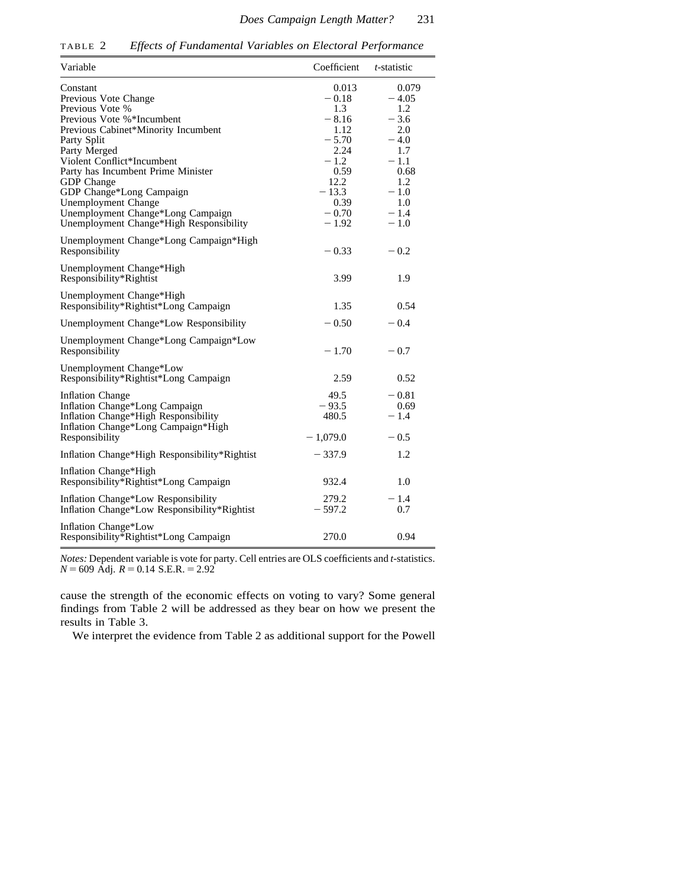TABLE 2 *Effects of Fundamental Variables on Electoral Performance*

| Variable | Coefficient | *t*-statistic |
|---|---|---|
| Constant | 0.013 | 0.079 |
| Previous Vote Change | −0.18 | −4.05 |
| Previous Vote % | 1.3 | 1.2 |
| Previous Vote %*Incumbent | −8.16 | −3.6 |
| Previous Cabinet*Minority Incumbent | 1.12 | 2.0 |
| Party Split | −5.70 | −4.0 |
| Party Merged | 2.24 | 1.7 |
| Violent Conflict*Incumbent | −1.2 | −1.1 |
| Party has Incumbent Prime Minister | 0.59 | 0.68 |
| GDP Change | 12.2 | 1.2 |
| GDP Change*Long Campaign | −13.3 | −1.0 |
| Unemployment Change | 0.39 | 1.0 |
| Unemployment Change*Long Campaign | −0.70 | −1.4 |
| Unemployment Change*High Responsibility | −1.92 | −1.0 |
| Unemployment Change*Long Campaign*High Responsibility | −0.33 | −0.2 |
| Unemployment Change*High Responsibility*Rightist | 3.99 | 1.9 |
| Unemployment Change*High Responsibility*Rightist*Long Campaign | 1.35 | 0.54 |
| Unemployment Change*Low Responsibility | −0.50 | −0.4 |
| Unemployment Change*Long Campaign*Low Responsibility | −1.70 | −0.7 |
| Unemployment Change*Low Responsibility*Rightist*Long Campaign | 2.59 | 0.52 |
| Inflation Change | 49.5 | −0.81 |
| Inflation Change*Long Campaign | −93.5 | 0.69 |
| Inflation Change*High Responsibility | 480.5 | −1.4 |
| Inflation Change*Long Campaign*High Responsibility | −1,079.0 | −0.5 |
| Inflation Change*High Responsibility*Rightist | −337.9 | 1.2 |
| Inflation Change*High Responsibility*Rightist*Long Campaign | 932.4 | 1.0 |
| Inflation Change*Low Responsibility | 279.2 | −1.4 |
| Inflation Change*Low Responsibility*Rightist | −597.2 | 0.7 |
| Inflation Change*Low Responsibility*Rightist*Long Campaign | 270.0 | 0.94 |

*Notes:* Dependent variable is vote for party. Cell entries are OLS coefficients and *t*-statistics. $N = 609$ Adj. $R = 0.14$ S.E.R. $= 2.92$

cause the strength of the economic effects on voting to vary? Some general findings from Table 2 will be addressed as they bear on how we present the results in Table 3.

We interpret the evidence from Table 2 as additional support for the Powell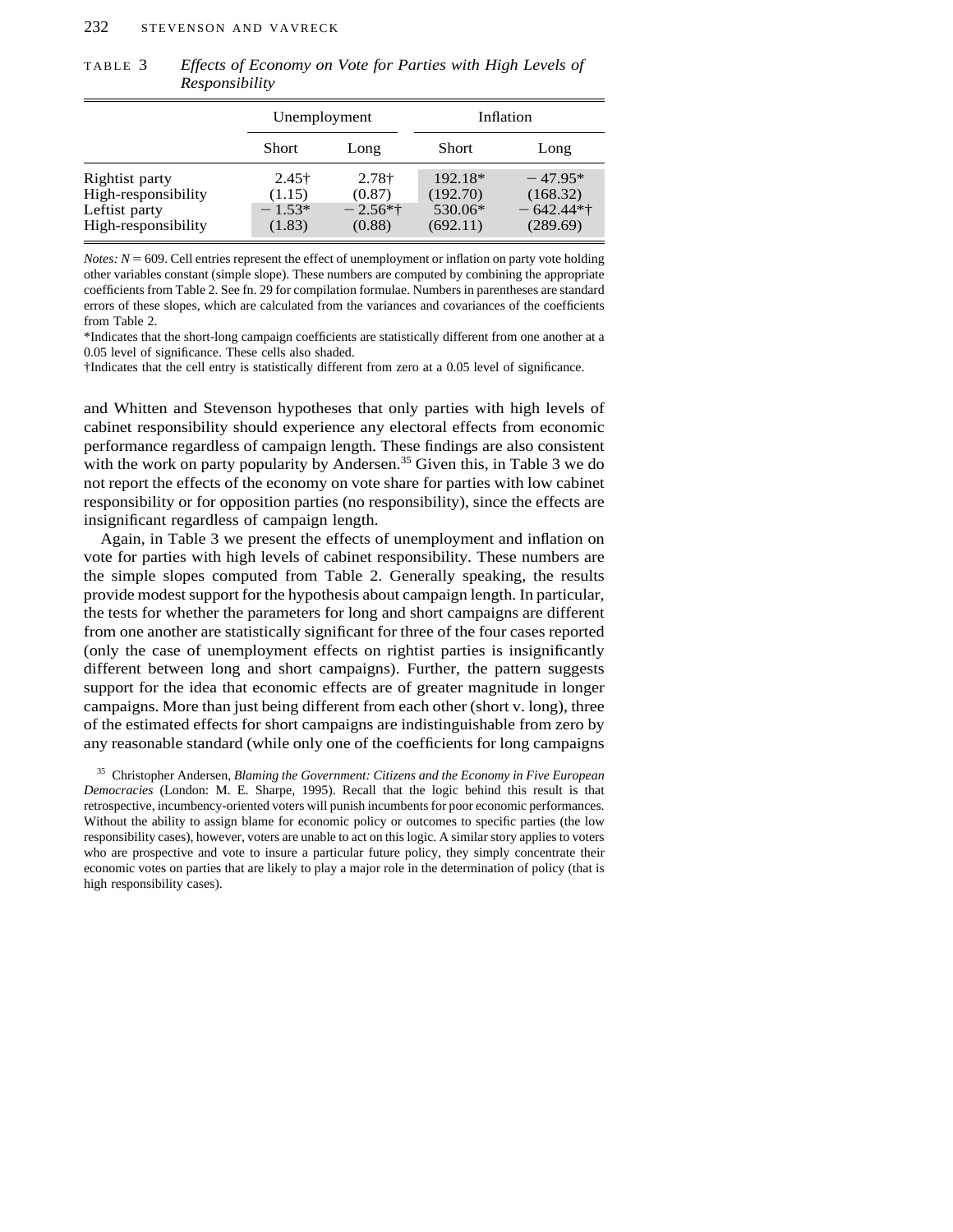TABLE 3 *Effects of Economy on Vote for Parties with High Levels of Responsibility*

| | Unemployment | | Inflation | |
|---|---|---|---|---|
| | Short | Long | Short | Long |
| Rightist party | 2.45† | 2.78† | 192.18* | −47.95* |
| High-responsibility | (1.15) | (0.87) | (192.70) | (168.32) |
| Leftist party | −1.53* | −2.56*† | 530.06* | −642.44*† |
| High-responsibility | (1.83) | (0.88) | (692.11) | (289.69) |

*Notes:* $N = 609$. Cell entries represent the effect of unemployment or inflation on party vote holding other variables constant (simple slope). These numbers are computed by combining the appropriate coefficients from Table 2. See fn. 29 for compilation formulae. Numbers in parentheses are standard errors of these slopes, which are calculated from the variances and covariances of the coefficients from Table 2.

*Indicates that the short-long campaign coefficients are statistically different from one another at a 0.05 level of significance. These cells also shaded.

†Indicates that the cell entry is statistically different from zero at a 0.05 level of significance.

and Whitten and Stevenson hypotheses that only parties with high levels of cabinet responsibility should experience any electoral effects from economic performance regardless of campaign length. These findings are also consistent with the work on party popularity by Andersen.[35] Given this, in Table 3 we do not report the effects of the economy on vote share for parties with low cabinet responsibility or for opposition parties (no responsibility), since the effects are insignificant regardless of campaign length.

Again, in Table 3 we present the effects of unemployment and inflation on vote for parties with high levels of cabinet responsibility. These numbers are the simple slopes computed from Table 2. Generally speaking, the results provide modest support for the hypothesis about campaign length. In particular, the tests for whether the parameters for long and short campaigns are different from one another are statistically significant for three of the four cases reported (only the case of unemployment effects on rightist parties is insignificantly different between long and short campaigns). Further, the pattern suggests support for the idea that economic effects are of greater magnitude in longer campaigns. More than just being different from each other (short v. long), three of the estimated effects for short campaigns are indistinguishable from zero by any reasonable standard (while only one of the coefficients for long campaigns

[35] Christopher Andersen, *Blaming the Government: Citizens and the Economy in Five European Democracies* (London: M. E. Sharpe, 1995). Recall that the logic behind this result is that retrospective, incumbency-oriented voters will punish incumbents for poor economic performances. Without the ability to assign blame for economic policy or outcomes to specific parties (the low responsibility cases), however, voters are unable to act on this logic. A similar story applies to voters who are prospective and vote to insure a particular future policy, they simply concentrate their economic votes on parties that are likely to play a major role in the determination of policy (that is high responsibility cases).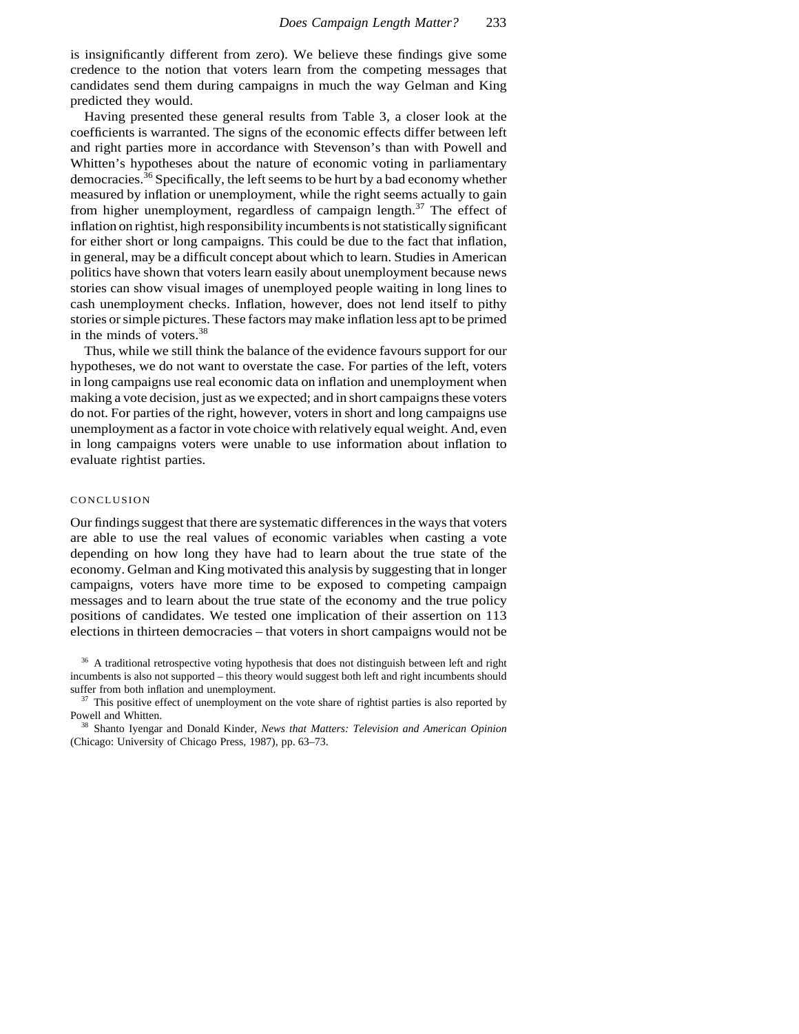is insignificantly different from zero). We believe these findings give some credence to the notion that voters learn from the competing messages that candidates send them during campaigns in much the way Gelman and King predicted they would.

Having presented these general results from Table 3, a closer look at the coefficients is warranted. The signs of the economic effects differ between left and right parties more in accordance with Stevenson's than with Powell and Whitten's hypotheses about the nature of economic voting in parliamentary democracies.[36] Specifically, the left seems to be hurt by a bad economy whether measured by inflation or unemployment, while the right seems actually to gain from higher unemployment, regardless of campaign length.[37] The effect of inflation on rightist, high responsibility incumbents is not statistically significant for either short or long campaigns. This could be due to the fact that inflation, in general, may be a difficult concept about which to learn. Studies in American politics have shown that voters learn easily about unemployment because news stories can show visual images of unemployed people waiting in long lines to cash unemployment checks. Inflation, however, does not lend itself to pithy stories or simple pictures. These factors may make inflation less apt to be primed in the minds of voters.[38]

Thus, while we still think the balance of the evidence favours support for our hypotheses, we do not want to overstate the case. For parties of the left, voters in long campaigns use real economic data on inflation and unemployment when making a vote decision, just as we expected; and in short campaigns these voters do not. For parties of the right, however, voters in short and long campaigns use unemployment as a factor in vote choice with relatively equal weight. And, even in long campaigns voters were unable to use information about inflation to evaluate rightist parties.

## CONCLUSION

Our findings suggest that there are systematic differences in the ways that voters are able to use the real values of economic variables when casting a vote depending on how long they have had to learn about the true state of the economy. Gelman and King motivated this analysis by suggesting that in longer campaigns, voters have more time to be exposed to competing campaign messages and to learn about the true state of the economy and the true policy positions of candidates. We tested one implication of their assertion on 113 elections in thirteen democracies – that voters in short campaigns would not be

[36] A traditional retrospective voting hypothesis that does not distinguish between left and right incumbents is also not supported – this theory would suggest both left and right incumbents should suffer from both inflation and unemployment.

[37] This positive effect of unemployment on the vote share of rightist parties is also reported by Powell and Whitten.

[38] Shanto Iyengar and Donald Kinder, *News that Matters: Television and American Opinion* (Chicago: University of Chicago Press, 1987), pp. 63–73.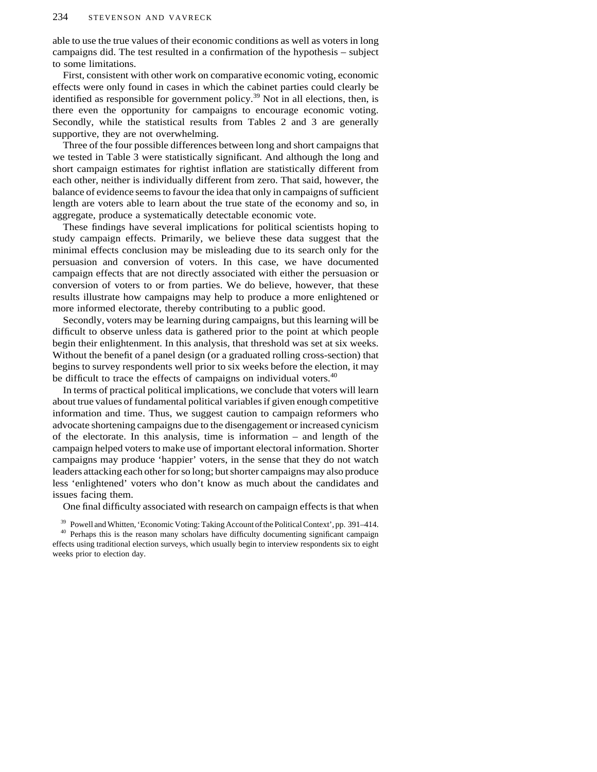able to use the true values of their economic conditions as well as voters in long campaigns did. The test resulted in a confirmation of the hypothesis – subject to some limitations.

First, consistent with other work on comparative economic voting, economic effects were only found in cases in which the cabinet parties could clearly be identified as responsible for government policy.[39] Not in all elections, then, is there even the opportunity for campaigns to encourage economic voting. Secondly, while the statistical results from Tables 2 and 3 are generally supportive, they are not overwhelming.

Three of the four possible differences between long and short campaigns that we tested in Table 3 were statistically significant. And although the long and short campaign estimates for rightist inflation are statistically different from each other, neither is individually different from zero. That said, however, the balance of evidence seems to favour the idea that only in campaigns of sufficient length are voters able to learn about the true state of the economy and so, in aggregate, produce a systematically detectable economic vote.

These findings have several implications for political scientists hoping to study campaign effects. Primarily, we believe these data suggest that the minimal effects conclusion may be misleading due to its search only for the persuasion and conversion of voters. In this case, we have documented campaign effects that are not directly associated with either the persuasion or conversion of voters to or from parties. We do believe, however, that these results illustrate how campaigns may help to produce a more enlightened or more informed electorate, thereby contributing to a public good.

Secondly, voters may be learning during campaigns, but this learning will be difficult to observe unless data is gathered prior to the point at which people begin their enlightenment. In this analysis, that threshold was set at six weeks. Without the benefit of a panel design (or a graduated rolling cross-section) that begins to survey respondents well prior to six weeks before the election, it may be difficult to trace the effects of campaigns on individual voters.[40]

In terms of practical political implications, we conclude that voters will learn about true values of fundamental political variables if given enough competitive information and time. Thus, we suggest caution to campaign reformers who advocate shortening campaigns due to the disengagement or increased cynicism of the electorate. In this analysis, time is information – and length of the campaign helped voters to make use of important electoral information. Shorter campaigns may produce 'happier' voters, in the sense that they do not watch leaders attacking each other for so long; but shorter campaigns may also produce less 'enlightened' voters who don't know as much about the candidates and issues facing them.

One final difficulty associated with research on campaign effects is that when

[39] Powell and Whitten, 'Economic Voting: Taking Account of the Political Context', pp. 391–414.

[40] Perhaps this is the reason many scholars have difficulty documenting significant campaign effects using traditional election surveys, which usually begin to interview respondents six to eight weeks prior to election day.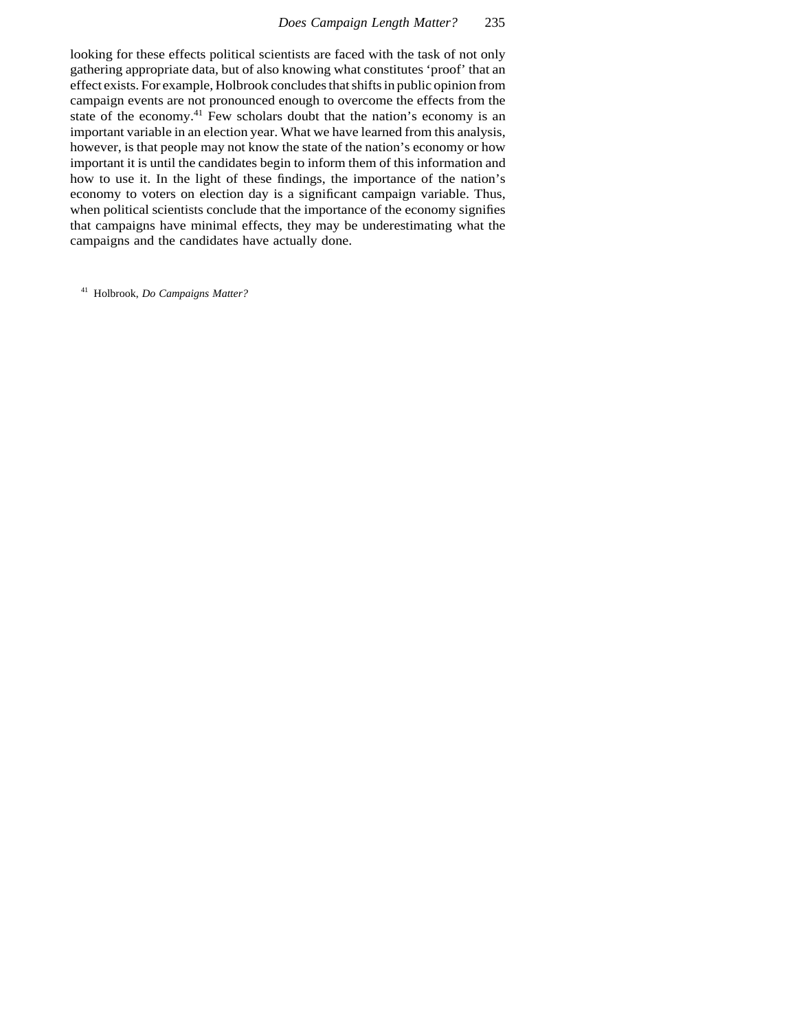looking for these effects political scientists are faced with the task of not only gathering appropriate data, but of also knowing what constitutes 'proof' that an effect exists. For example, Holbrook concludes that shifts in public opinion from campaign events are not pronounced enough to overcome the effects from the state of the economy.[41] Few scholars doubt that the nation's economy is an important variable in an election year. What we have learned from this analysis, however, is that people may not know the state of the nation's economy or how important it is until the candidates begin to inform them of this information and how to use it. In the light of these findings, the importance of the nation's economy to voters on election day is a significant campaign variable. Thus, when political scientists conclude that the importance of the economy signifies that campaigns have minimal effects, they may be underestimating what the campaigns and the candidates have actually done.

[41] Holbrook, *Do Campaigns Matter?*